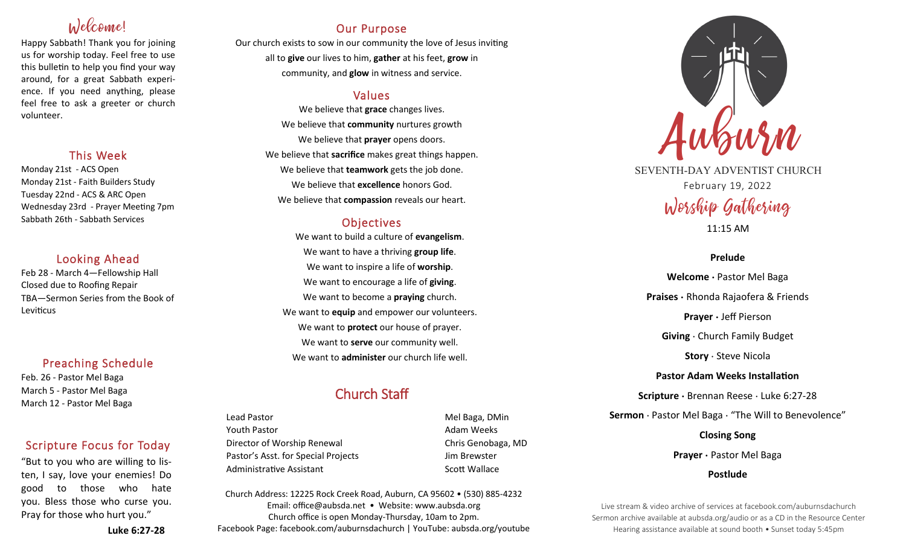## Welcome!

Happy Sabbath! Thank you for joining us for worship today. Feel free to use this bulletin to help you find your way around, for a great Sabbath experience. If you need anything, please feel free to ask a greeter or church volunteer.

## This Week

Monday 21st - ACS Open
Monday 21st - Faith Builders Study
Tuesday 22nd - ACS & ARC Open
Wednesday 23rd - Prayer Meeting 7pm
Sabbath 26th - Sabbath Services

## Looking Ahead

Feb 28 - March 4—Fellowship Hall Closed due to Roofing Repair
TBA—Sermon Series from the Book of Leviticus

## Preaching Schedule

Feb. 26 - Pastor Mel Baga
March 5 - Pastor Mel Baga
March 12 - Pastor Mel Baga

## Scripture Focus for Today

"But to you who are willing to listen, I say, love your enemies! Do good to those who hate you. Bless those who curse you. Pray for those who hurt you."

**Luke 6:27-28**

## Our Purpose

Our church exists to sow in our community the love of Jesus inviting all to **give** our lives to him, **gather** at his feet, **grow** in community, and **glow** in witness and service.

## Values

We believe that **grace** changes lives.
We believe that **community** nurtures growth
We believe that **prayer** opens doors.
We believe that **sacrifice** makes great things happen.
We believe that **teamwork** gets the job done.
We believe that **excellence** honors God.
We believe that **compassion** reveals our heart.

## Objectives

We want to build a culture of **evangelism**.
We want to have a thriving **group life**.
We want to inspire a life of **worship**.
We want to encourage a life of **giving**.
We want to become a **praying** church.
We want to **equip** and empower our volunteers.
We want to **protect** our house of prayer.
We want to **serve** our community well.
We want to **administer** our church life well.

## Church Staff

| | |
|---|---|
| Lead Pastor | Mel Baga, DMin |
| Youth Pastor | Adam Weeks |
| Director of Worship Renewal | Chris Genobaga, MD |
| Pastor's Asst. for Special Projects | Jim Brewster |
| Administrative Assistant | Scott Wallace |

Church Address: 12225 Rock Creek Road, Auburn, CA 95602 • (530) 885-4232
Email: office@aubsda.net • Website: www.aubsda.org
Church office is open Monday-Thursday, 10am to 2pm.
Facebook Page: facebook.com/auburnsdachurch | YouTube: aubsda.org/youtube

# Auburn

SEVENTH-DAY ADVENTIST CHURCH

February 19, 2022

## Worship Gathering

11:15 AM

**Prelude**

**Welcome ·** Pastor Mel Baga

**Praises ·** Rhonda Rajaofera & Friends

**Prayer ·** Jeff Pierson

**Giving** · Church Family Budget

**Story** · Steve Nicola

**Pastor Adam Weeks Installation**

**Scripture ·** Brennan Reese · Luke 6:27-28

**Sermon** · Pastor Mel Baga · "The Will to Benevolence"

**Closing Song**

**Prayer ·** Pastor Mel Baga

**Postlude**

Live stream & video archive of services at facebook.com/auburnsdachurch
Sermon archive available at aubsda.org/audio or as a CD in the Resource Center
Hearing assistance available at sound booth • Sunset today 5:45pm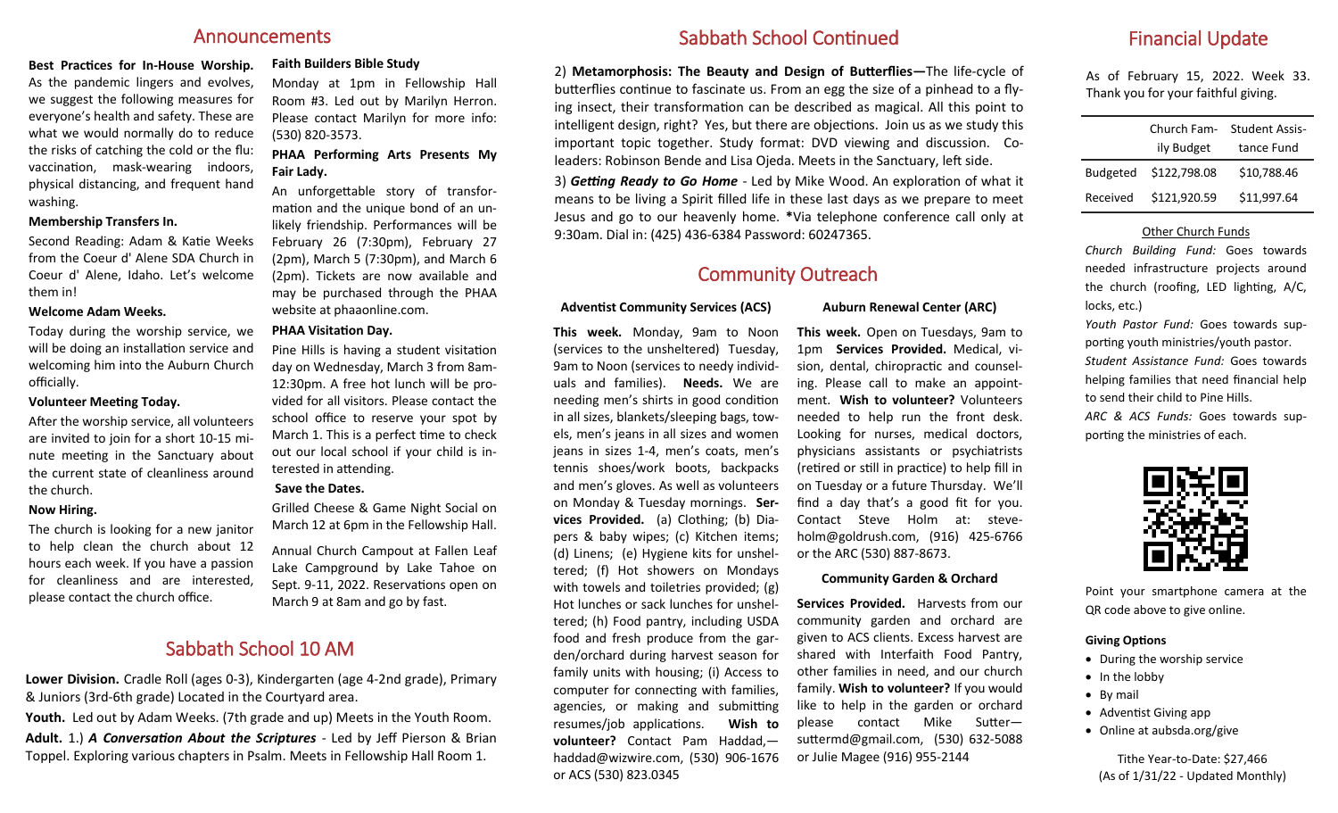## Announcements

**Best Practices for In-House Worship.** As the pandemic lingers and evolves, we suggest the following measures for everyone's health and safety. These are what we would normally do to reduce the risks of catching the cold or the flu: vaccination, mask-wearing indoors, physical distancing, and frequent hand washing.

**Membership Transfers In.**

Second Reading: Adam & Katie Weeks from the Coeur d' Alene SDA Church in Coeur d' Alene, Idaho. Let's welcome them in!

**Welcome Adam Weeks.**

Today during the worship service, we will be doing an installation service and welcoming him into the Auburn Church officially.

**Volunteer Meeting Today.**

After the worship service, all volunteers are invited to join for a short 10-15 minute meeting in the Sanctuary about the current state of cleanliness around the church.

**Now Hiring.**

The church is looking for a new janitor to help clean the church about 12 hours each week. If you have a passion for cleanliness and are interested, please contact the church office.

**Faith Builders Bible Study**

Monday at 1pm in Fellowship Hall Room #3. Led out by Marilyn Herron. Please contact Marilyn for more info: (530) 820-3573.

**PHAA Performing Arts Presents My Fair Lady.**

An unforgettable story of transformation and the unique bond of an unlikely friendship. Performances will be February 26 (7:30pm), February 27 (2pm), March 5 (7:30pm), and March 6 (2pm). Tickets are now available and may be purchased through the PHAA website at phaaonline.com.

**PHAA Visitation Day.**

Pine Hills is having a student visitation day on Wednesday, March 3 from 8am-12:30pm. A free hot lunch will be provided for all visitors. Please contact the school office to reserve your spot by March 1. This is a perfect time to check out our local school if your child is interested in attending.

**Save the Dates.**

Grilled Cheese & Game Night Social on March 12 at 6pm in the Fellowship Hall.

Annual Church Campout at Fallen Leaf Lake Campground by Lake Tahoe on Sept. 9-11, 2022. Reservations open on March 9 at 8am and go by fast.

## Sabbath School 10 AM

**Lower Division.** Cradle Roll (ages 0-3), Kindergarten (age 4-2nd grade), Primary & Juniors (3rd-6th grade) Located in the Courtyard area.

**Youth.** Led out by Adam Weeks. (7th grade and up) Meets in the Youth Room.

**Adult.** 1.) ***A Conversation About the Scriptures*** - Led by Jeff Pierson & Brian Toppel. Exploring various chapters in Psalm. Meets in Fellowship Hall Room 1.

## Sabbath School Continued

2) **Metamorphosis: The Beauty and Design of Butterflies—**The life-cycle of butterflies continue to fascinate us. From an egg the size of a pinhead to a flying insect, their transformation can be described as magical. All this point to intelligent design, right? Yes, but there are objections. Join us as we study this important topic together. Study format: DVD viewing and discussion. Co-leaders: Robinson Bende and Lisa Ojeda. Meets in the Sanctuary, left side.

3) ***Getting Ready to Go Home*** - Led by Mike Wood. An exploration of what it means to be living a Spirit filled life in these last days as we prepare to meet Jesus and go to our heavenly home. **\***Via telephone conference call only at 9:30am. Dial in: (425) 436-6384 Password: 60247365.

## Community Outreach

**Adventist Community Services (ACS)**

**This week.** Monday, 9am to Noon (services to the unsheltered) Tuesday, 9am to Noon (services to needy individuals and families). **Needs.** We are needing men's shirts in good condition in all sizes, blankets/sleeping bags, towels, men's jeans in all sizes and women jeans in sizes 1-4, men's coats, men's tennis shoes/work boots, backpacks and men's gloves. As well as volunteers on Monday & Tuesday mornings. **Services Provided.** (a) Clothing; (b) Diapers & baby wipes; (c) Kitchen items; (d) Linens; (e) Hygiene kits for unsheltered; (f) Hot showers on Mondays with towels and toiletries provided; (g) Hot lunches or sack lunches for unsheltered; (h) Food pantry, including USDA food and fresh produce from the garden/orchard during harvest season for family units with housing; (i) Access to computer for connecting with families, agencies, or making and submitting resumes/job applications. **Wish to volunteer?** Contact Pam Haddad,—haddad@wizwire.com, (530) 906-1676 or ACS (530) 823.0345

**Auburn Renewal Center (ARC)**

**This week.** Open on Tuesdays, 9am to 1pm **Services Provided.** Medical, vision, dental, chiropractic and counseling. Please call to make an appointment. **Wish to volunteer?** Volunteers needed to help run the front desk. Looking for nurses, medical doctors, physicians assistants or psychiatrists (retired or still in practice) to help fill in on Tuesday or a future Thursday. We'll find a day that's a good fit for you. Contact Steve Holm at: steveholm@goldrush.com, (916) 425-6766 or the ARC (530) 887-8673.

**Community Garden & Orchard**

**Services Provided.** Harvests from our community garden and orchard are given to ACS clients. Excess harvest are shared with Interfaith Food Pantry, other families in need, and our church family. **Wish to volunteer?** If you would like to help in the garden or orchard please contact Mike Sutter—suttermd@gmail.com, (530) 632-5088 or Julie Magee (916) 955-2144

## Financial Update

As of February 15, 2022. Week 33. Thank you for your faithful giving.

| | Church Family Budget | Student Assistance Fund |
|---|---|---|
| Budgeted | $122,798.08 | $10,788.46 |
| Received | $121,920.59 | $11,997.64 |

Other Church Funds

*Church Building Fund:* Goes towards needed infrastructure projects around the church (roofing, LED lighting, A/C, locks, etc.)

*Youth Pastor Fund:* Goes towards supporting youth ministries/youth pastor.

*Student Assistance Fund:* Goes towards helping families that need financial help to send their child to Pine Hills.

*ARC & ACS Funds:* Goes towards supporting the ministries of each.

Point your smartphone camera at the QR code above to give online.

**Giving Options**

- During the worship service
- In the lobby
- By mail
- Adventist Giving app
- Online at aubsda.org/give

Tithe Year-to-Date: $27,466
(As of 1/31/22 - Updated Monthly)